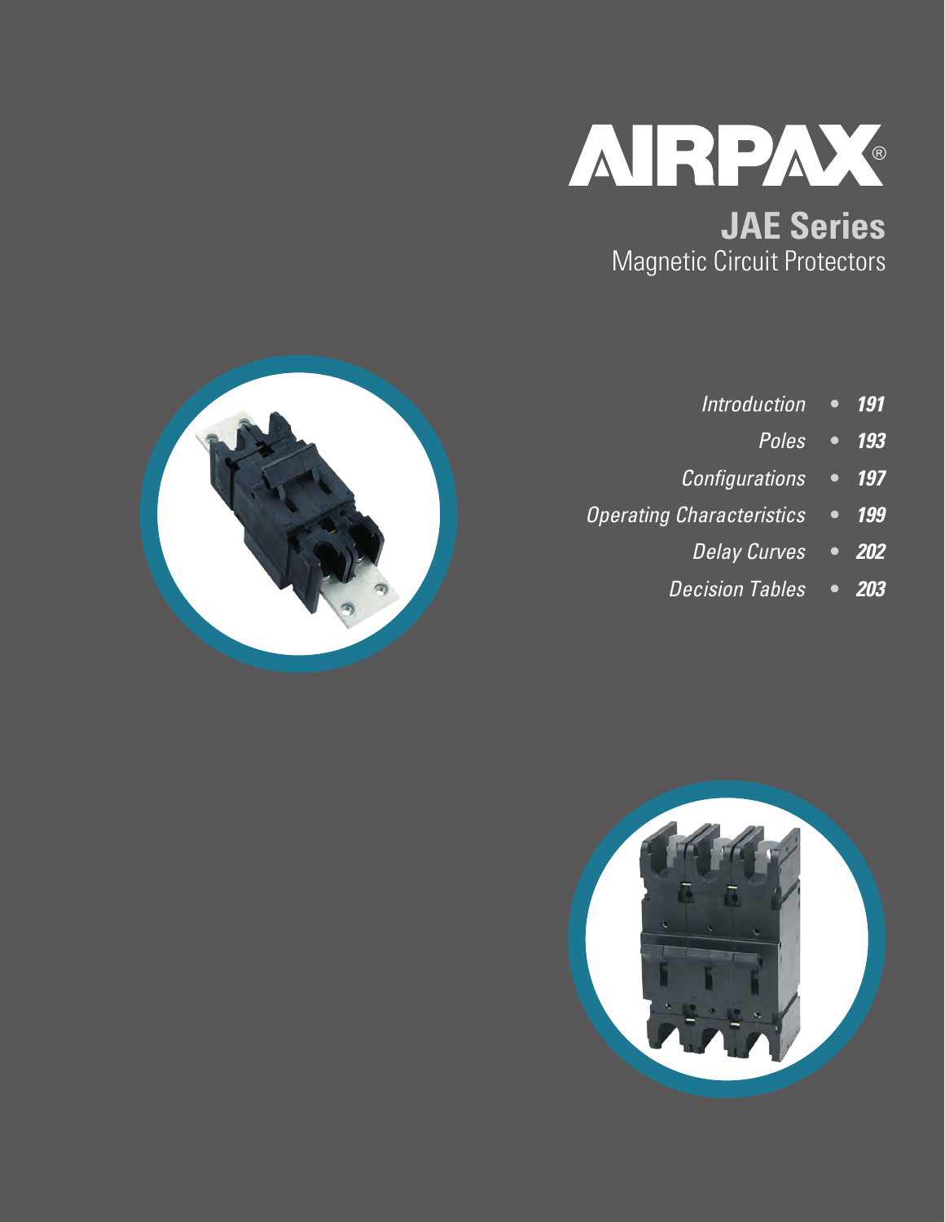# AIRPAX®

## JAE Series
Magnetic Circuit Protectors

- *Introduction* • ***191***
- *Poles* • ***193***
- *Configurations* • ***197***
- *Operating Characteristics* • ***199***
- *Delay Curves* • ***202***
- *Decision Tables* • ***203***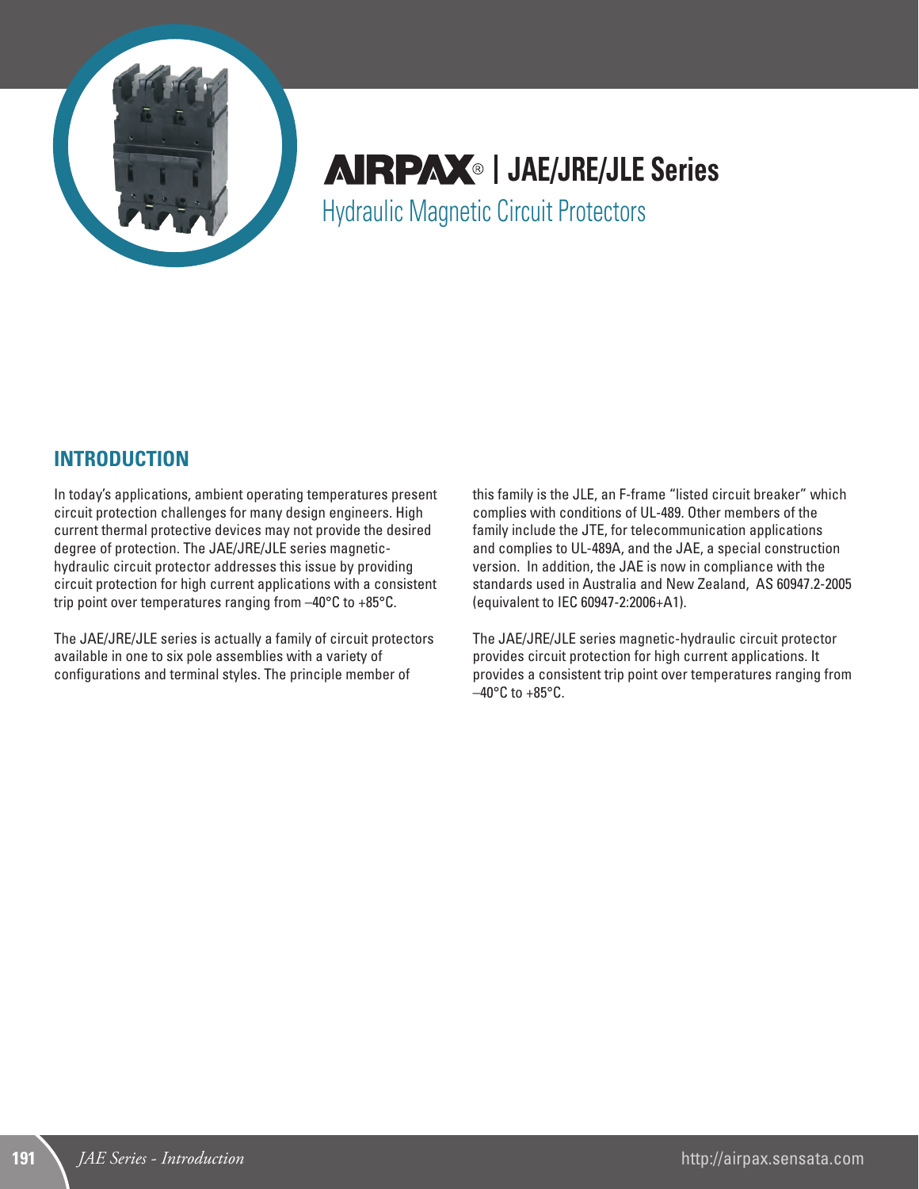# AIRPAX® | JAE/JRE/JLE Series

Hydraulic Magnetic Circuit Protectors

## INTRODUCTION

In today's applications, ambient operating temperatures present circuit protection challenges for many design engineers. High current thermal protective devices may not provide the desired degree of protection. The JAE/JRE/JLE series magnetic-hydraulic circuit protector addresses this issue by providing circuit protection for high current applications with a consistent trip point over temperatures ranging from –40°C to +85°C.

The JAE/JRE/JLE series is actually a family of circuit protectors available in one to six pole assemblies with a variety of configurations and terminal styles. The principle member of this family is the JLE, an F-frame "listed circuit breaker" which complies with conditions of UL-489. Other members of the family include the JTE, for telecommunication applications and complies to UL-489A, and the JAE, a special construction version. In addition, the JAE is now in compliance with the standards used in Australia and New Zealand, AS 60947.2-2005 (equivalent to IEC 60947-2:2006+A1).

The JAE/JRE/JLE series magnetic-hydraulic circuit protector provides circuit protection for high current applications. It provides a consistent trip point over temperatures ranging from –40°C to +85°C.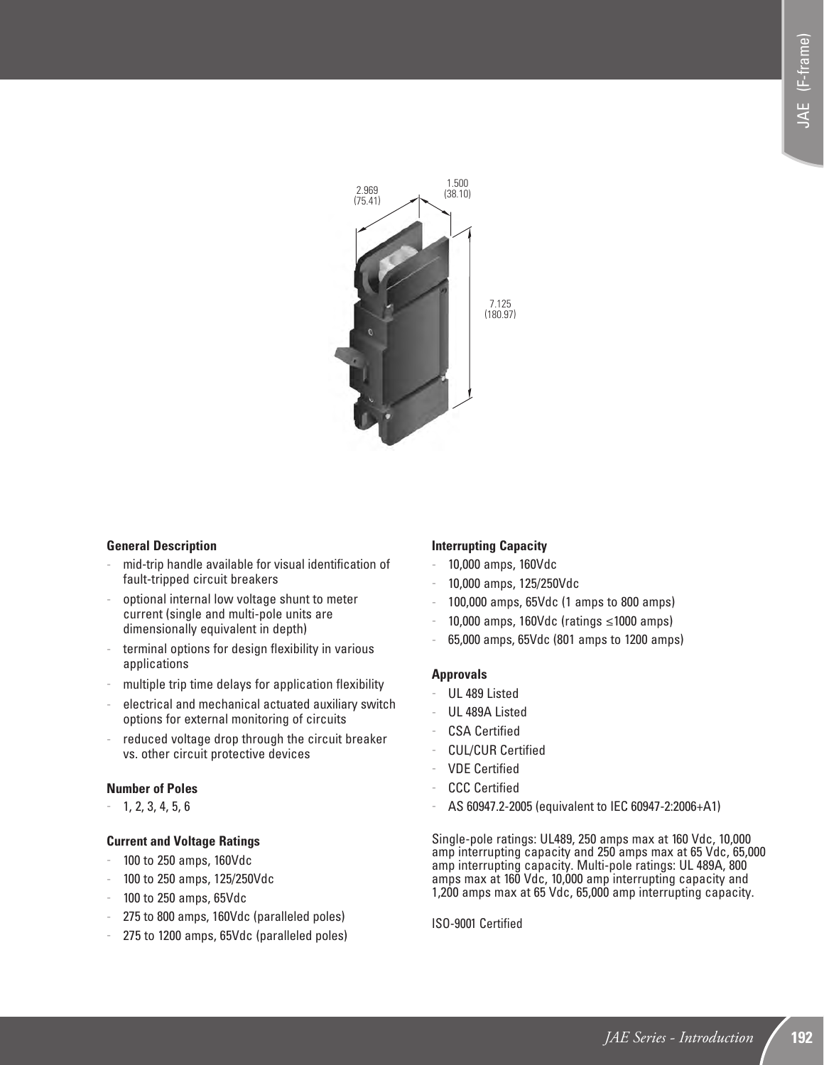2.969
(75.41)

1.500
(38.10)

7.125
(180.97)

### General Description

- mid-trip handle available for visual identification of fault-tripped circuit breakers
- optional internal low voltage shunt to meter current (single and multi-pole units are dimensionally equivalent in depth)
- terminal options for design flexibility in various applications
- multiple trip time delays for application flexibility
- electrical and mechanical actuated auxiliary switch options for external monitoring of circuits
- reduced voltage drop through the circuit breaker vs. other circuit protective devices

### Number of Poles

- 1, 2, 3, 4, 5, 6

### Current and Voltage Ratings

- 100 to 250 amps, 160Vdc
- 100 to 250 amps, 125/250Vdc
- 100 to 250 amps, 65Vdc
- 275 to 800 amps, 160Vdc (paralleled poles)
- 275 to 1200 amps, 65Vdc (paralleled poles)

### Interrupting Capacity

- 10,000 amps, 160Vdc
- 10,000 amps, 125/250Vdc
- 100,000 amps, 65Vdc (1 amps to 800 amps)
- 10,000 amps, 160Vdc (ratings ≤1000 amps)
- 65,000 amps, 65Vdc (801 amps to 1200 amps)

### Approvals

- UL 489 Listed
- UL 489A Listed
- CSA Certified
- CUL/CUR Certified
- VDE Certified
- CCC Certified
- AS 60947.2-2005 (equivalent to IEC 60947-2:2006+A1)

Single-pole ratings: UL489, 250 amps max at 160 Vdc, 10,000 amp interrupting capacity and 250 amps max at 65 Vdc, 65,000 amp interrupting capacity. Multi-pole ratings: UL 489A, 800 amps max at 160 Vdc, 10,000 amp interrupting capacity and 1,200 amps max at 65 Vdc, 65,000 amp interrupting capacity.

ISO-9001 Certified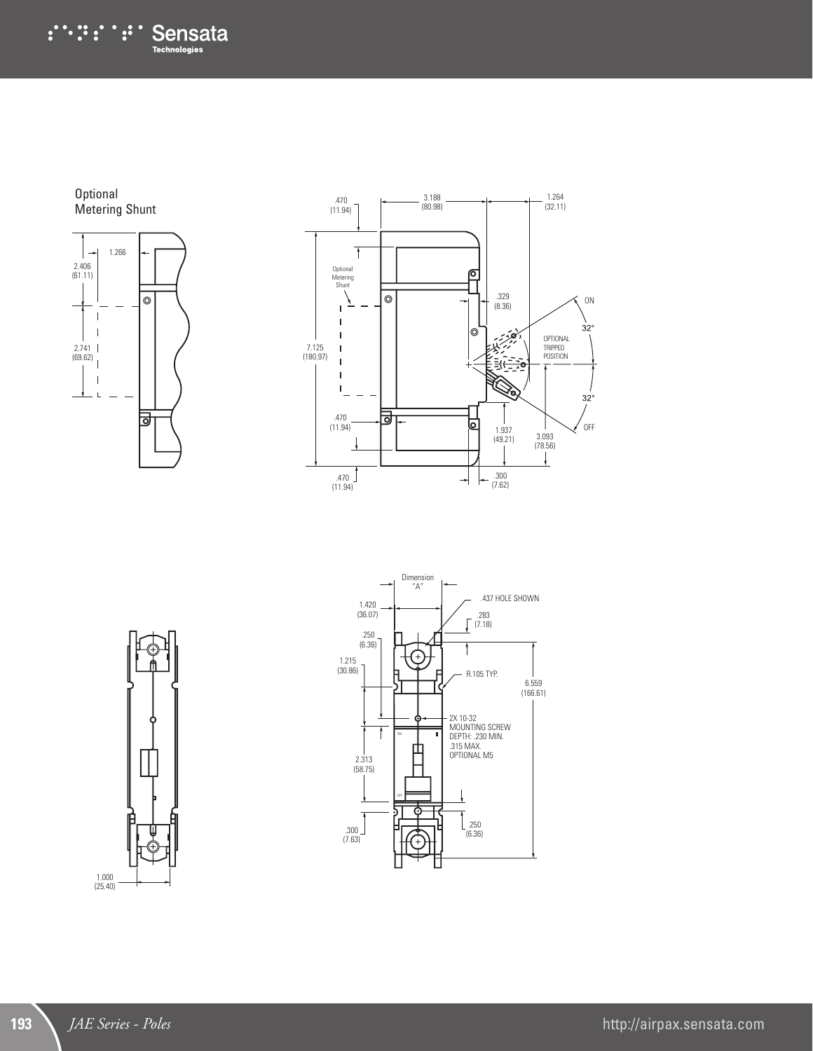Optional
Metering Shunt

1.266

2.406
(61.11)

2.741
(69.62)

.470
(11.94)

3.188
(80.98)

1.264
(32.11)

Optional
Metering
Shunt

.329
(8.36)

ON

32°

OPTIONAL
TRIPPED
POSITION

7.125
(180.97)

32°

OFF

.470
(11.94)

1.937
(49.21)

3.093
(78.56)

.470
(11.94)

.300
(7.62)

Dimension
"A"

.437 HOLE SHOWN

1.420
(36.07)

.283
(7.18)

.250
(6.36)

1.215
(30.86)

R.105 TYP.

6.559
(166.61)

2X 10-32
MOUNTING SCREW
DEPTH: .230 MIN.
.315 MAX.
OPTIONAL M5

2.313
(58.75)

.300
(7.63)

.250
(6.36)

1.000
(25.40)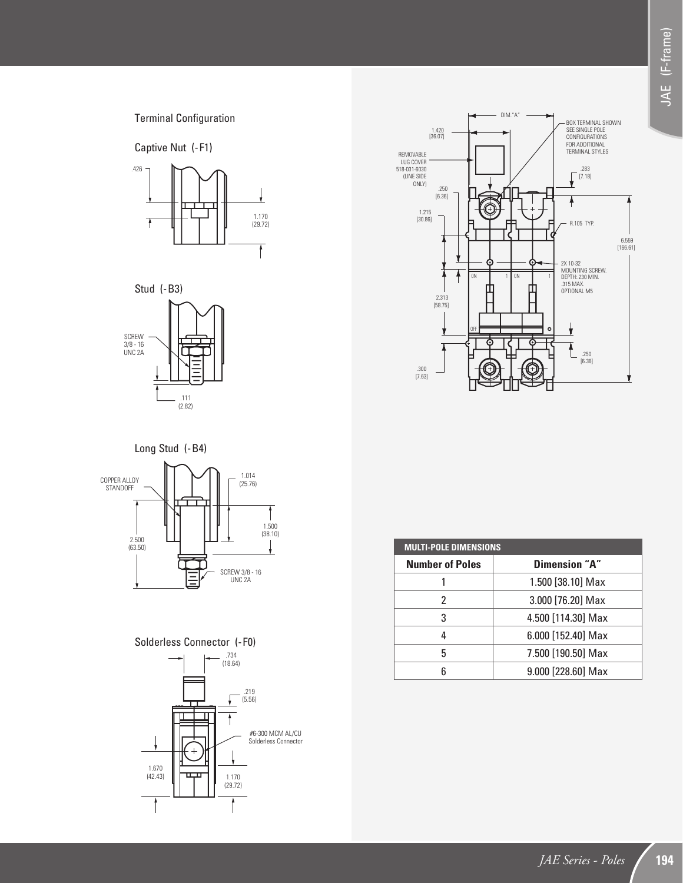## Terminal Configuration

### Captive Nut (-F1)

.426

1.170 (29.72)

### Stud (-B3)

SCREW 3/8 - 16 UNC 2A

.111 (2.82)

### Long Stud (-B4)

COPPER ALLOY STANDOFF

1.014 (25.76)

1.500 (38.10)

2.500 (63.50)

SCREW 3/8 - 16 UNC 2A

### Solderless Connector (-F0)

.734 (18.64)

.219 (5.56)

#6-300 MCM AL/CU Solderless Connector

1.670 (42.43)

1.170 (29.72)

DIM. "A"

1.420 [36.07]

REMOVABLE LUG COVER 518-031-6030 (LINE SIDE ONLY)

BOX TERMINAL SHOWN SEE SINGLE POLE CONFIGURATIONS FOR ADDITIONAL TERMINAL STYLES

.283 [7.18]

.250 [6.36]

1.215 [30.86]

R.105 TYP.

6.559 [166.61]

2X 10-32 MOUNTING SCREW. DEPTH:.230 MIN. .315 MAX. OPTIONAL M5

ON 1 ON 1

2.313 [58.75]

OFF

.250 [6.36]

.300 [7.63]

| MULTI-POLE DIMENSIONS | |
|---|---|
| **Number of Poles** | **Dimension "A"** |
| 1 | 1.500 [38.10] Max |
| 2 | 3.000 [76.20] Max |
| 3 | 4.500 [114.30] Max |
| 4 | 6.000 [152.40] Max |
| 5 | 7.500 [190.50] Max |
| 6 | 9.000 [228.60] Max |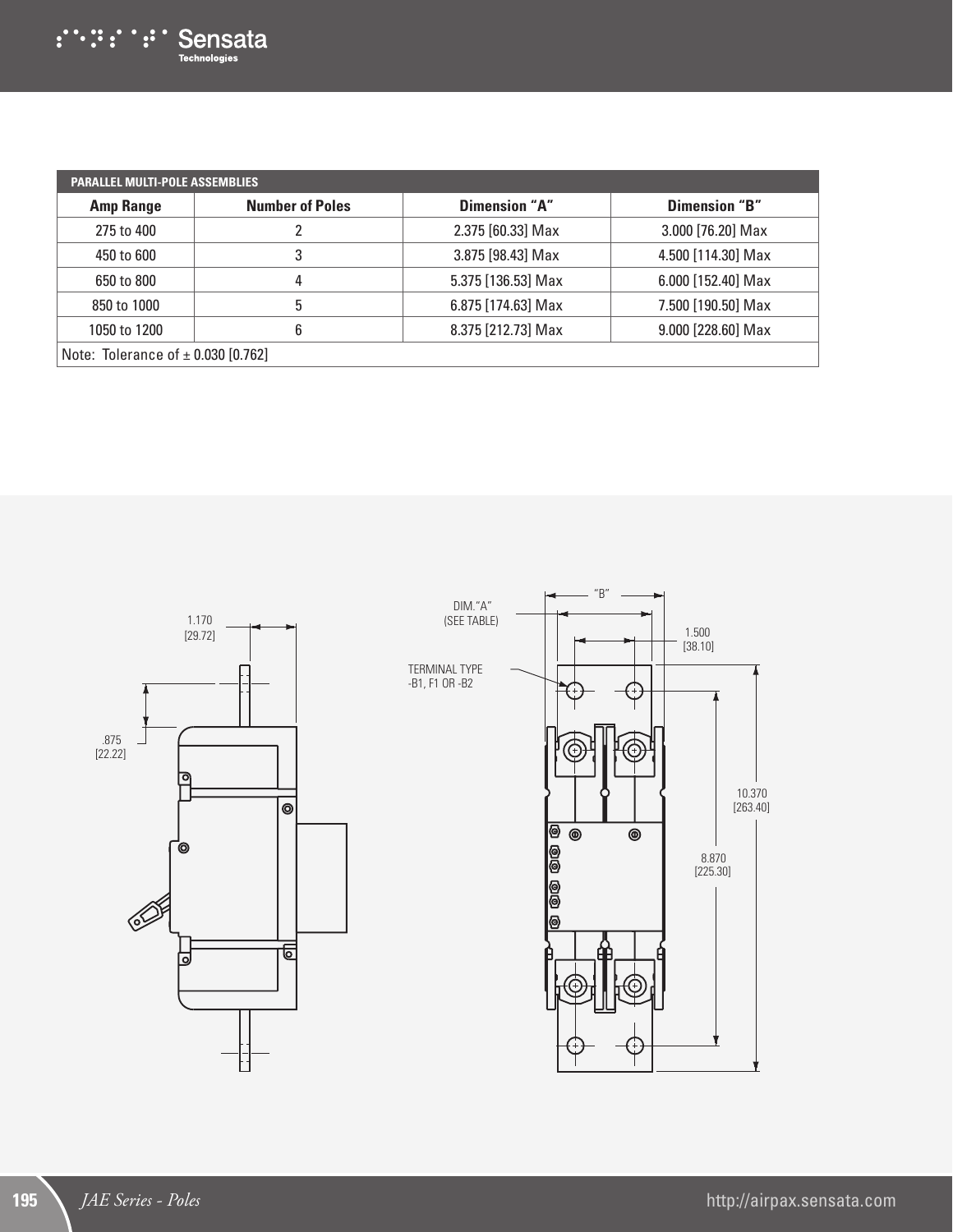| PARALLEL MULTI-POLE ASSEMBLIES | | | |
|---|---|---|---|
| **Amp Range** | **Number of Poles** | **Dimension "A"** | **Dimension "B"** |
| 275 to 400 | 2 | 2.375 [60.33] Max | 3.000 [76.20] Max |
| 450 to 600 | 3 | 3.875 [98.43] Max | 4.500 [114.30] Max |
| 650 to 800 | 4 | 5.375 [136.53] Max | 6.000 [152.40] Max |
| 850 to 1000 | 5 | 6.875 [174.63] Max | 7.500 [190.50] Max |
| 1050 to 1200 | 6 | 8.375 [212.73] Max | 9.000 [228.60] Max |
| Note: Tolerance of ± 0.030 [0.762] | | | |

1.170
[29.72]

.875
[22.22]

"B"

DIM."A"
(SEE TABLE)

1.500
[38.10]

TERMINAL TYPE
-B1, F1 OR -B2

10.370
[263.40]

8.870
[225.30]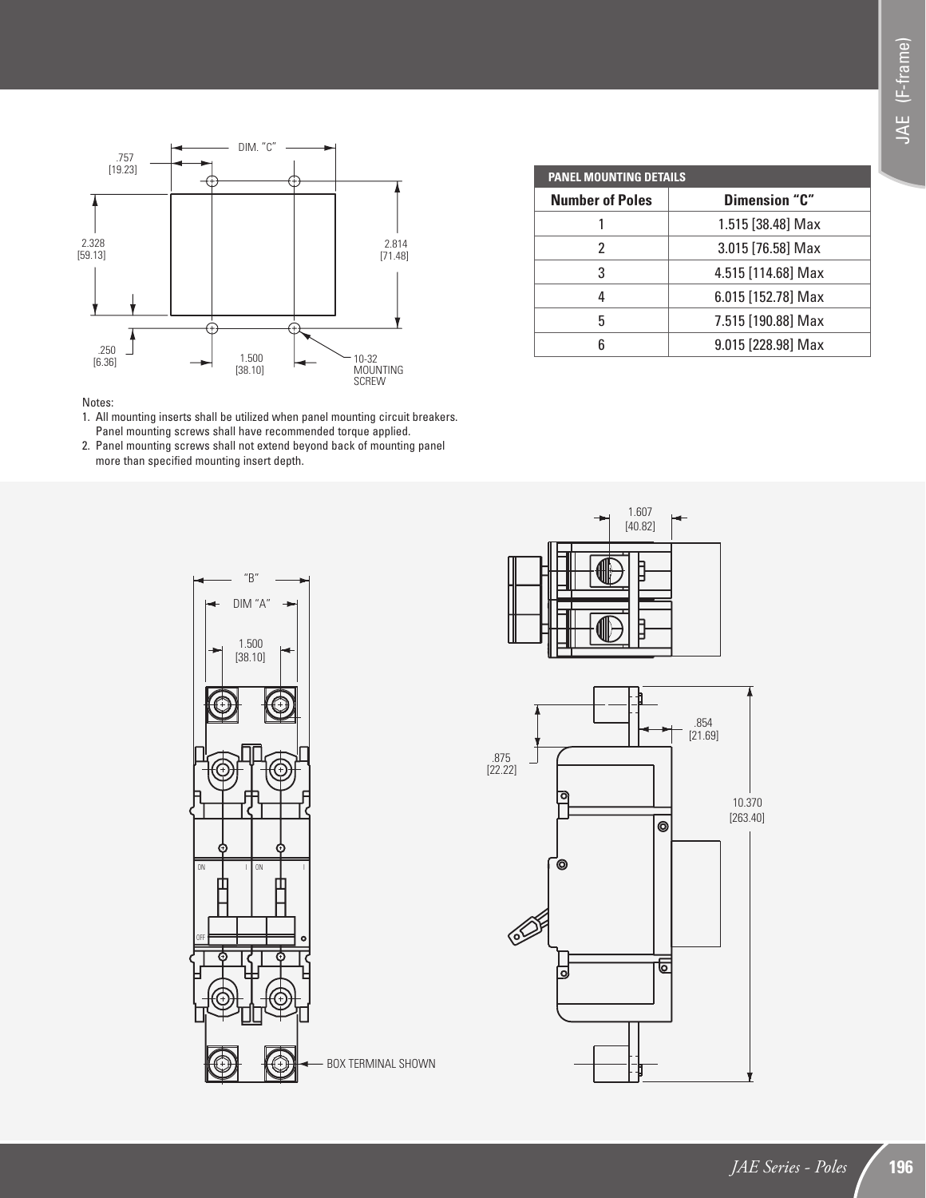| PANEL MOUNTING DETAILS | |
|---|---|
| **Number of Poles** | **Dimension "C"** |
| 1 | 1.515 [38.48] Max |
| 2 | 3.015 [76.58] Max |
| 3 | 4.515 [114.68] Max |
| 4 | 6.015 [152.78] Max |
| 5 | 7.515 [190.88] Max |
| 6 | 9.015 [228.98] Max |

Notes:

1. All mounting inserts shall be utilized when panel mounting circuit breakers. Panel mounting screws shall have recommended torque applied.
2. Panel mounting screws shall not extend beyond back of mounting panel more than specified mounting insert depth.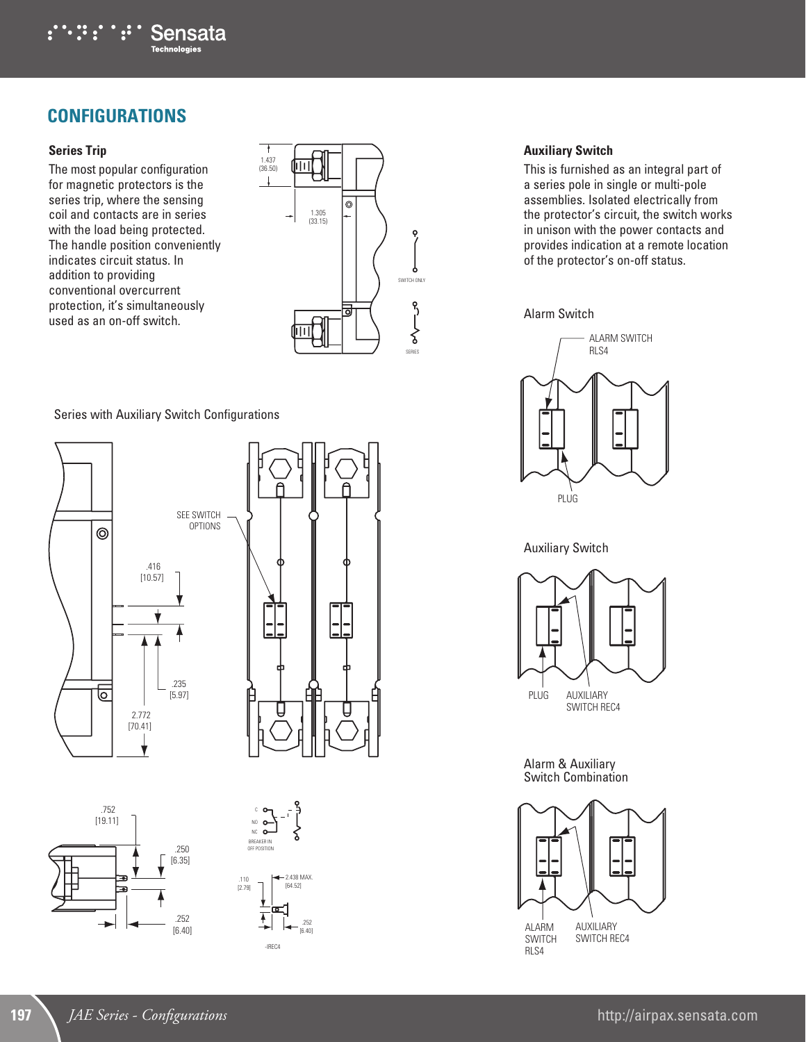## CONFIGURATIONS

### Series Trip

The most popular configuration for magnetic protectors is the series trip, where the sensing coil and contacts are in series with the load being protected. The handle position conveniently indicates circuit status. In addition to providing conventional overcurrent protection, it's simultaneously used as an on-off switch.

1.437 (36.50)

1.305 (33.15)

SWITCH ONLY

SERIES

Series with Auxiliary Switch Configurations

SEE SWITCH OPTIONS

.416 [10.57]

.235 [5.97]

2.772 [70.41]

.752 [19.11]

.250 [6.35]

.252 [6.40]

C

NO

NC

BREAKER IN OFF POSITION

.110 [2.79]

2.438 MAX. [64.52]

.252 [6.40]

-IREC4

### Auxiliary Switch

This is furnished as an integral part of a series pole in single or multi-pole assemblies. Isolated electrically from the protector's circuit, the switch works in unison with the power contacts and provides indication at a remote location of the protector's on-off status.

Alarm Switch

ALARM SWITCH RLS4

PLUG

Auxiliary Switch

PLUG

AUXILIARY SWITCH REC4

Alarm & Auxiliary Switch Combination

ALARM SWITCH RLS4

AUXILIARY SWITCH REC4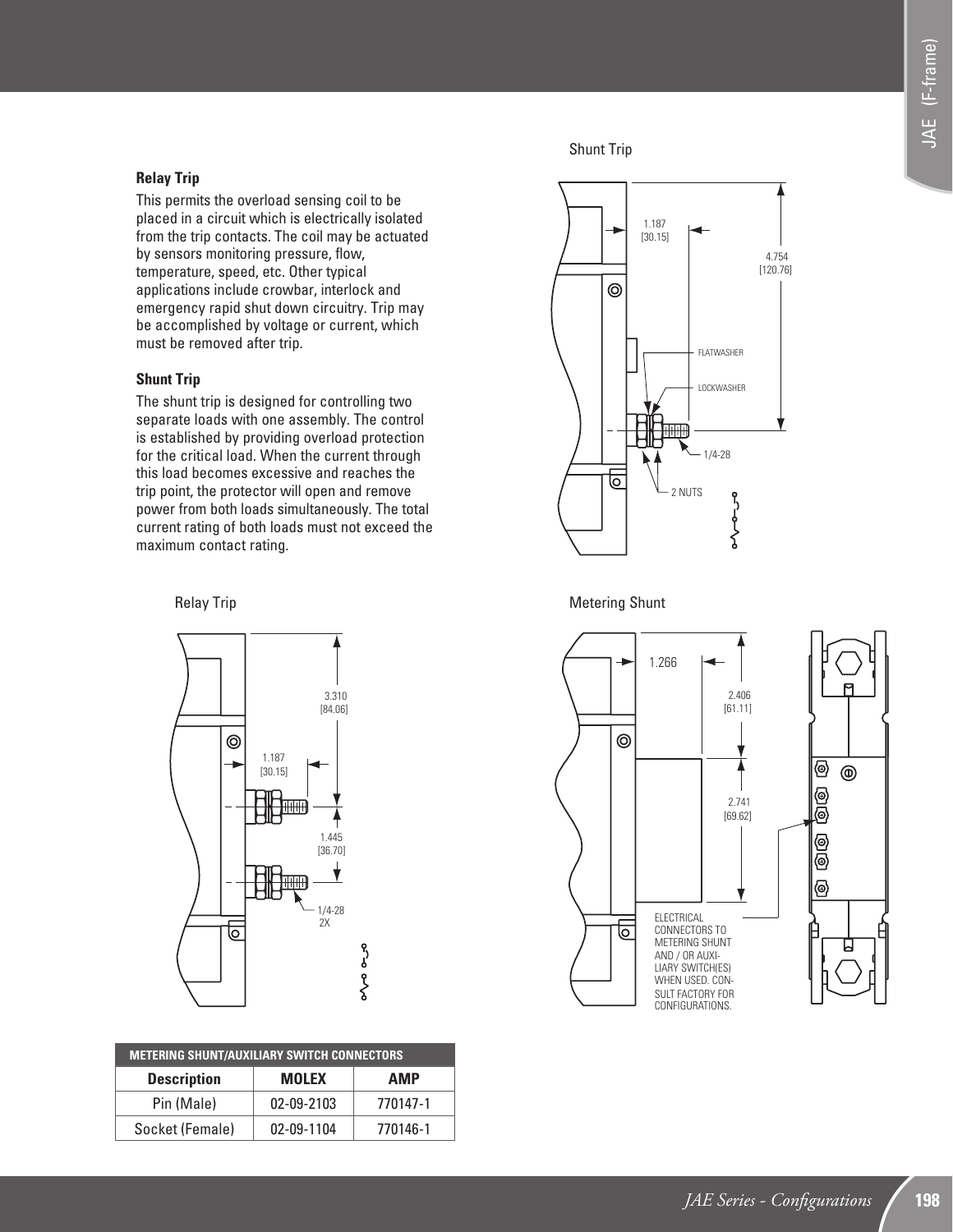## Relay Trip

This permits the overload sensing coil to be placed in a circuit which is electrically isolated from the trip contacts. The coil may be actuated by sensors monitoring pressure, flow, temperature, speed, etc. Other typical applications include crowbar, interlock and emergency rapid shut down circuitry. Trip may be accomplished by voltage or current, which must be removed after trip.

## Shunt Trip

The shunt trip is designed for controlling two separate loads with one assembly. The control is established by providing overload protection for the critical load. When the current through this load becomes excessive and reaches the trip point, the protector will open and remove power from both loads simultaneously. The total current rating of both loads must not exceed the maximum contact rating.

Shunt Trip

1.187 [30.15]

4.754 [120.76]

FLATWASHER

LOCKWASHER

1/4-28

2 NUTS

Relay Trip

3.310 [84.06]

1.187 [30.15]

1.445 [36.70]

1/4-28 2X

Metering Shunt

1.266

2.406 [61.11]

2.741 [69.62]

ELECTRICAL CONNECTORS TO METERING SHUNT AND / OR AUXILIARY SWITCH(ES) WHEN USED. CONSULT FACTORY FOR CONFIGURATIONS.

| METERING SHUNT/AUXILIARY SWITCH CONNECTORS | | |
|---|---|---|
| Description | MOLEX | AMP |
| Pin (Male) | 02-09-2103 | 770147-1 |
| Socket (Female) | 02-09-1104 | 770146-1 |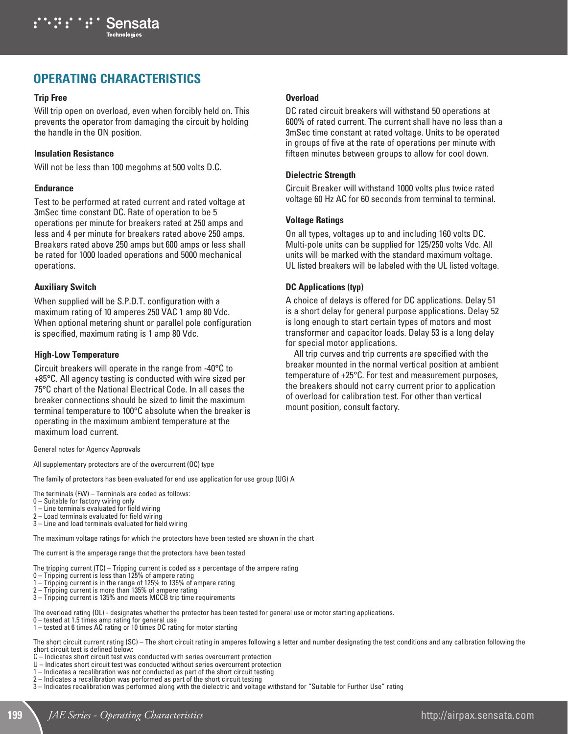# OPERATING CHARACTERISTICS

### Trip Free

Will trip open on overload, even when forcibly held on. This prevents the operator from damaging the circuit by holding the handle in the ON position.

### Insulation Resistance

Will not be less than 100 megohms at 500 volts D.C.

### Endurance

Test to be performed at rated current and rated voltage at 3mSec time constant DC. Rate of operation to be 5 operations per minute for breakers rated at 250 amps and less and 4 per minute for breakers rated above 250 amps. Breakers rated above 250 amps but 600 amps or less shall be rated for 1000 loaded operations and 5000 mechanical operations.

### Auxiliary Switch

When supplied will be S.P.D.T. configuration with a maximum rating of 10 amperes 250 VAC 1 amp 80 Vdc. When optional metering shunt or parallel pole configuration is specified, maximum rating is 1 amp 80 Vdc.

### High-Low Temperature

Circuit breakers will operate in the range from -40°C to +85°C. All agency testing is conducted with wire sized per 75°C chart of the National Electrical Code. In all cases the breaker connections should be sized to limit the maximum terminal temperature to 100°C absolute when the breaker is operating in the maximum ambient temperature at the maximum load current.

### Overload

DC rated circuit breakers will withstand 50 operations at 600% of rated current. The current shall have no less than a 3mSec time constant at rated voltage. Units to be operated in groups of five at the rate of operations per minute with fifteen minutes between groups to allow for cool down.

### Dielectric Strength

Circuit Breaker will withstand 1000 volts plus twice rated voltage 60 Hz AC for 60 seconds from terminal to terminal.

### Voltage Ratings

On all types, voltages up to and including 160 volts DC. Multi-pole units can be supplied for 125/250 volts Vdc. All units will be marked with the standard maximum voltage. UL listed breakers will be labeled with the UL listed voltage.

### DC Applications (typ)

A choice of delays is offered for DC applications. Delay 51 is a short delay for general purpose applications. Delay 52 is long enough to start certain types of motors and most transformer and capacitor loads. Delay 53 is a long delay for special motor applications.

All trip curves and trip currents are specified with the breaker mounted in the normal vertical position at ambient temperature of +25°C. For test and measurement purposes, the breakers should not carry current prior to application of overload for calibration test. For other than vertical mount position, consult factory.

General notes for Agency Approvals

All supplementary protectors are of the overcurrent (OC) type

The family of protectors has been evaluated for end use application for use group (UG) A

The terminals (FW) – Terminals are coded as follows:
0 – Suitable for factory wiring only
1 – Line terminals evaluated for field wiring
2 – Load terminals evaluated for field wiring
3 – Line and load terminals evaluated for field wiring

The maximum voltage ratings for which the protectors have been tested are shown in the chart

The current is the amperage range that the protectors have been tested

The tripping current (TC) – Tripping current is coded as a percentage of the ampere rating
0 – Tripping current is less than 125% of ampere rating
1 – Tripping current is in the range of 125% to 135% of ampere rating
2 – Tripping current is more than 135% of ampere rating
3 – Tripping current is 135% and meets MCCB trip time requirements

The overload rating (OL) - designates whether the protector has been tested for general use or motor starting applications.
0 – tested at 1.5 times amp rating for general use
1 – tested at 6 times AC rating or 10 times DC rating for motor starting

The short circuit current rating (SC) – The short circuit rating in amperes following a letter and number designating the test conditions and any calibration following the short circuit test is defined below:
C – Indicates short circuit test was conducted with series overcurrent protection
U – Indicates short circuit test was conducted without series overcurrent protection
1 – Indicates a recalibration was not conducted as part of the short circuit testing
2 – Indicates a recalibration was performed as part of the short circuit testing
3 – Indicates recalibration was performed along with the dielectric and voltage withstand for "Suitable for Further Use" rating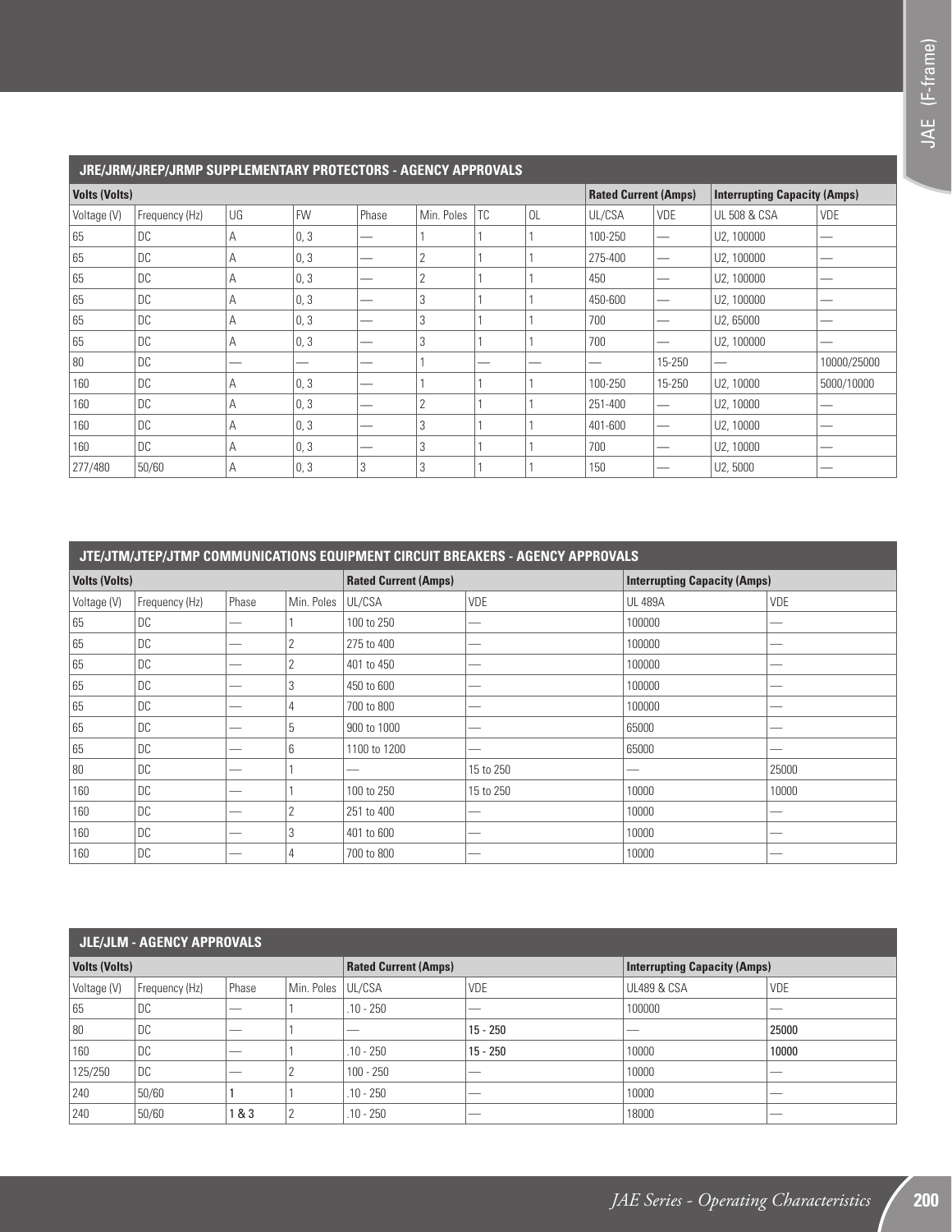## JRE/JRM/JREP/JRMP SUPPLEMENTARY PROTECTORS - AGENCY APPROVALS

| Volts (Volts) | | | | | | | | Rated Current (Amps) | | Interrupting Capacity (Amps) | |
|---|---|---|---|---|---|---|---|---|---|---|---|
| Voltage (V) | Frequency (Hz) | UG | FW | Phase | Min. Poles | TC | OL | UL/CSA | VDE | UL 508 & CSA | VDE |
| 65 | DC | A | 0, 3 | — | 1 | 1 | 1 | 100-250 | — | U2, 100000 | — |
| 65 | DC | A | 0, 3 | — | 2 | 1 | 1 | 275-400 | — | U2, 100000 | — |
| 65 | DC | A | 0, 3 | — | 2 | 1 | 1 | 450 | — | U2, 100000 | — |
| 65 | DC | A | 0, 3 | — | 3 | 1 | 1 | 450-600 | — | U2, 100000 | — |
| 65 | DC | A | 0, 3 | — | 3 | 1 | 1 | 700 | — | U2, 65000 | — |
| 65 | DC | A | 0, 3 | — | 3 | 1 | 1 | 700 | — | U2, 100000 | — |
| 80 | DC | — | — | — | 1 | — | — | — | 15-250 | — | 10000/25000 |
| 160 | DC | A | 0, 3 | — | 1 | 1 | 1 | 100-250 | 15-250 | U2, 10000 | 5000/10000 |
| 160 | DC | A | 0, 3 | — | 2 | 1 | 1 | 251-400 | — | U2, 10000 | — |
| 160 | DC | A | 0, 3 | — | 3 | 1 | 1 | 401-600 | — | U2, 10000 | — |
| 160 | DC | A | 0, 3 | — | 3 | 1 | 1 | 700 | — | U2, 10000 | — |
| 277/480 | 50/60 | A | 0, 3 | 3 | 3 | 1 | 1 | 150 | — | U2, 5000 | — |

## JTE/JTM/JTEP/JTMP COMMUNICATIONS EQUIPMENT CIRCUIT BREAKERS - AGENCY APPROVALS

| Volts (Volts) | | | | Rated Current (Amps) | | Interrupting Capacity (Amps) | |
|---|---|---|---|---|---|---|---|
| Voltage (V) | Frequency (Hz) | Phase | Min. Poles | UL/CSA | VDE | UL 489A | VDE |
| 65 | DC | — | 1 | 100 to 250 | — | 100000 | — |
| 65 | DC | — | 2 | 275 to 400 | — | 100000 | — |
| 65 | DC | — | 2 | 401 to 450 | — | 100000 | — |
| 65 | DC | — | 3 | 450 to 600 | — | 100000 | — |
| 65 | DC | — | 4 | 700 to 800 | — | 100000 | — |
| 65 | DC | — | 5 | 900 to 1000 | — | 65000 | — |
| 65 | DC | — | 6 | 1100 to 1200 | — | 65000 | — |
| 80 | DC | — | 1 | — | 15 to 250 | — | 25000 |
| 160 | DC | — | 1 | 100 to 250 | 15 to 250 | 10000 | 10000 |
| 160 | DC | — | 2 | 251 to 400 | — | 10000 | — |
| 160 | DC | — | 3 | 401 to 600 | — | 10000 | — |
| 160 | DC | — | 4 | 700 to 800 | — | 10000 | — |

## JLE/JLM - AGENCY APPROVALS

| Volts (Volts) | | | | Rated Current (Amps) | | Interrupting Capacity (Amps) | |
|---|---|---|---|---|---|---|---|
| Voltage (V) | Frequency (Hz) | Phase | Min. Poles | UL/CSA | VDE | UL489 & CSA | VDE |
| 65 | DC | — | 1 | .10 - 250 | — | 100000 | — |
| 80 | DC | — | 1 | — | 15 - 250 | — | 25000 |
| 160 | DC | — | 1 | .10 - 250 | 15 - 250 | 10000 | 10000 |
| 125/250 | DC | — | 2 | 100 - 250 | — | 10000 | — |
| 240 | 50/60 | 1 | 1 | .10 - 250 | — | 10000 | — |
| 240 | 50/60 | 1 & 3 | 2 | .10 - 250 | — | 18000 | — |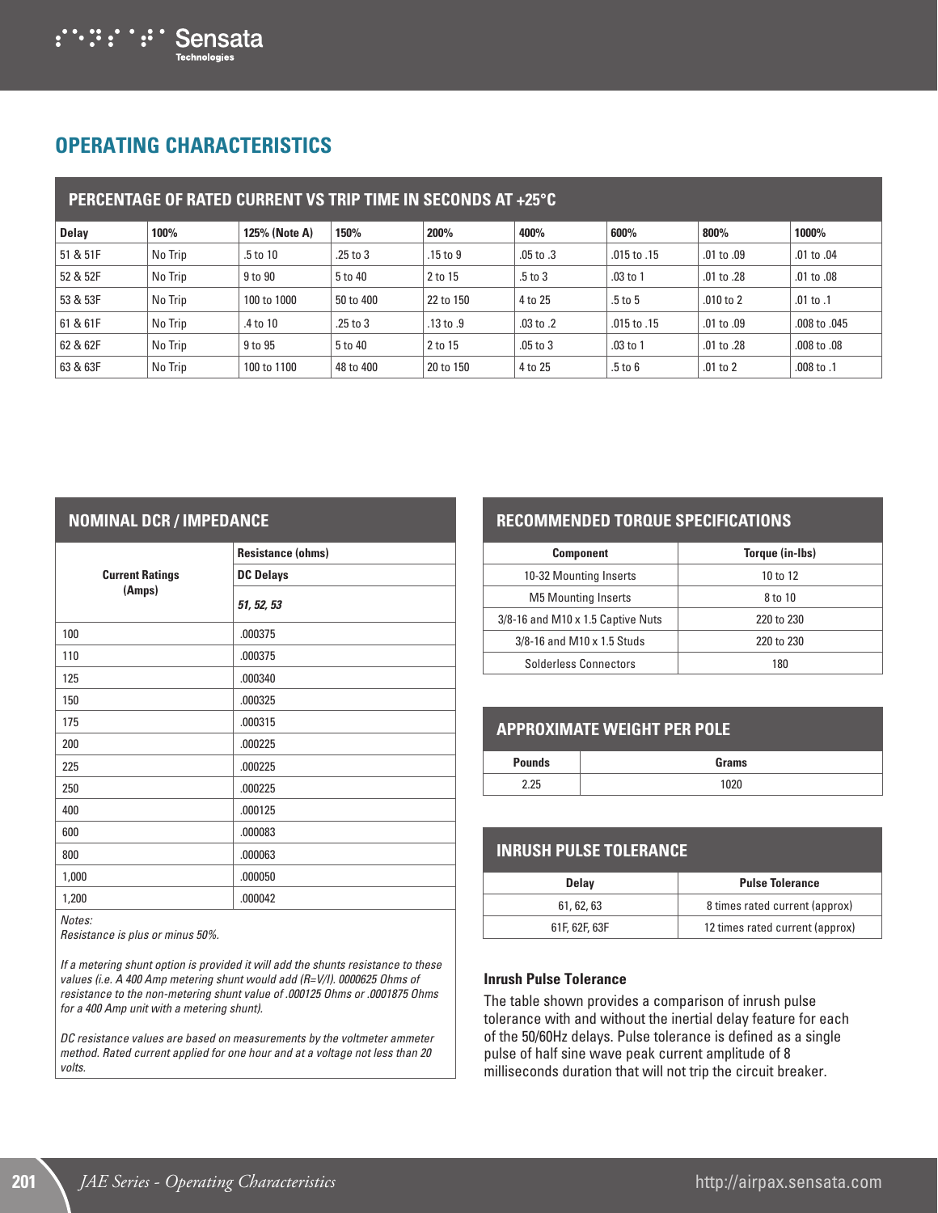## OPERATING CHARACTERISTICS

### PERCENTAGE OF RATED CURRENT VS TRIP TIME IN SECONDS AT +25°C

| Delay | 100% | 125% (Note A) | 150% | 200% | 400% | 600% | 800% | 1000% |
|---|---|---|---|---|---|---|---|---|
| 51 & 51F | No Trip | .5 to 10 | .25 to 3 | .15 to 9 | .05 to .3 | .015 to .15 | .01 to .09 | .01 to .04 |
| 52 & 52F | No Trip | 9 to 90 | 5 to 40 | 2 to 15 | .5 to 3 | .03 to 1 | .01 to .28 | .01 to .08 |
| 53 & 53F | No Trip | 100 to 1000 | 50 to 400 | 22 to 150 | 4 to 25 | .5 to 5 | .010 to 2 | .01 to .1 |
| 61 & 61F | No Trip | .4 to 10 | .25 to 3 | .13 to .9 | .03 to .2 | .015 to .15 | .01 to .09 | .008 to .045 |
| 62 & 62F | No Trip | 9 to 95 | 5 to 40 | 2 to 15 | .05 to 3 | .03 to 1 | .01 to .28 | .008 to .08 |
| 63 & 63F | No Trip | 100 to 1100 | 48 to 400 | 20 to 150 | 4 to 25 | .5 to 6 | .01 to 2 | .008 to .1 |

### NOMINAL DCR / IMPEDANCE

| Current Ratings (Amps) | Resistance (ohms) DC Delays *51, 52, 53* |
|---|---|
| 100 | .000375 |
| 110 | .000375 |
| 125 | .000340 |
| 150 | .000325 |
| 175 | .000315 |
| 200 | .000225 |
| 225 | .000225 |
| 250 | .000225 |
| 400 | .000125 |
| 600 | .000083 |
| 800 | .000063 |
| 1,000 | .000050 |
| 1,200 | .000042 |

*Notes:*
*Resistance is plus or minus 50%.*

*If a metering shunt option is provided it will add the shunts resistance to these values (i.e. A 400 Amp metering shunt would add (R=V/I). 0000625 Ohms of resistance to the non-metering shunt value of .000125 Ohms or .0001875 Ohms for a 400 Amp unit with a metering shunt).*

*DC resistance values are based on measurements by the voltmeter ammeter method. Rated current applied for one hour and at a voltage not less than 20 volts.*

### RECOMMENDED TORQUE SPECIFICATIONS

| Component | Torque (in-lbs) |
|---|---|
| 10-32 Mounting Inserts | 10 to 12 |
| M5 Mounting Inserts | 8 to 10 |
| 3/8-16 and M10 x 1.5 Captive Nuts | 220 to 230 |
| 3/8-16 and M10 x 1.5 Studs | 220 to 230 |
| Solderless Connectors | 180 |

### APPROXIMATE WEIGHT PER POLE

| Pounds | Grams |
|---|---|
| 2.25 | 1020 |

### INRUSH PULSE TOLERANCE

| Delay | Pulse Tolerance |
|---|---|
| 61, 62, 63 | 8 times rated current (approx) |
| 61F, 62F, 63F | 12 times rated current (approx) |

**Inrush Pulse Tolerance**

The table shown provides a comparison of inrush pulse tolerance with and without the inertial delay feature for each of the 50/60Hz delays. Pulse tolerance is defined as a single pulse of half sine wave peak current amplitude of 8 milliseconds duration that will not trip the circuit breaker.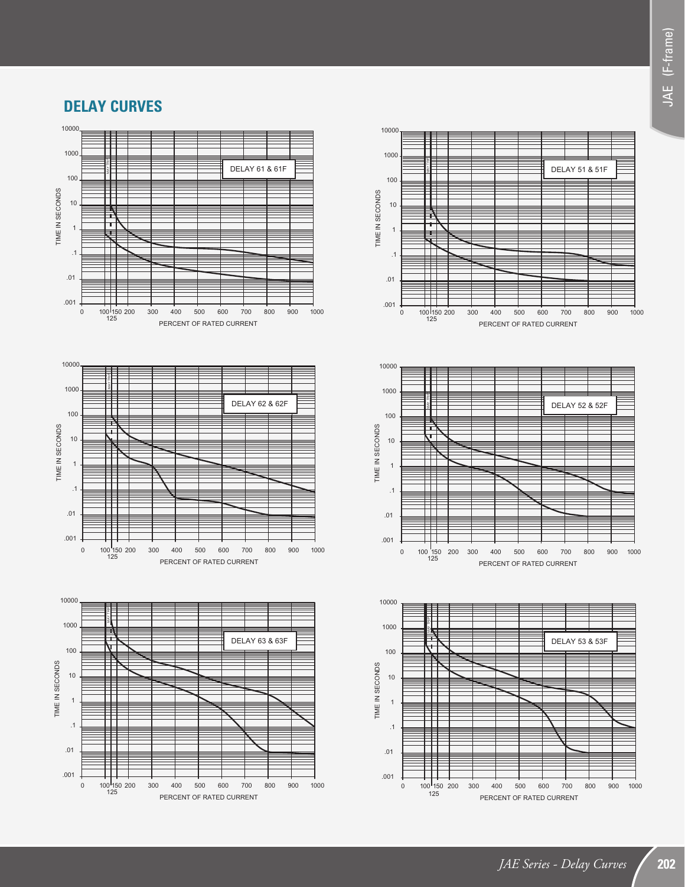## DELAY CURVES

DELAY 61 & 61F

TIME IN SECONDS

PERCENT OF RATED CURRENT

DELAY 51 & 51F

TIME IN SECONDS

PERCENT OF RATED CURRENT

DELAY 62 & 62F

TIME IN SECONDS

PERCENT OF RATED CURRENT

DELAY 52 & 52F

TIME IN SECONDS

PERCENT OF RATED CURRENT

DELAY 63 & 63F

TIME IN SECONDS

PERCENT OF RATED CURRENT

DELAY 53 & 53F

TIME IN SECONDS

PERCENT OF RATED CURRENT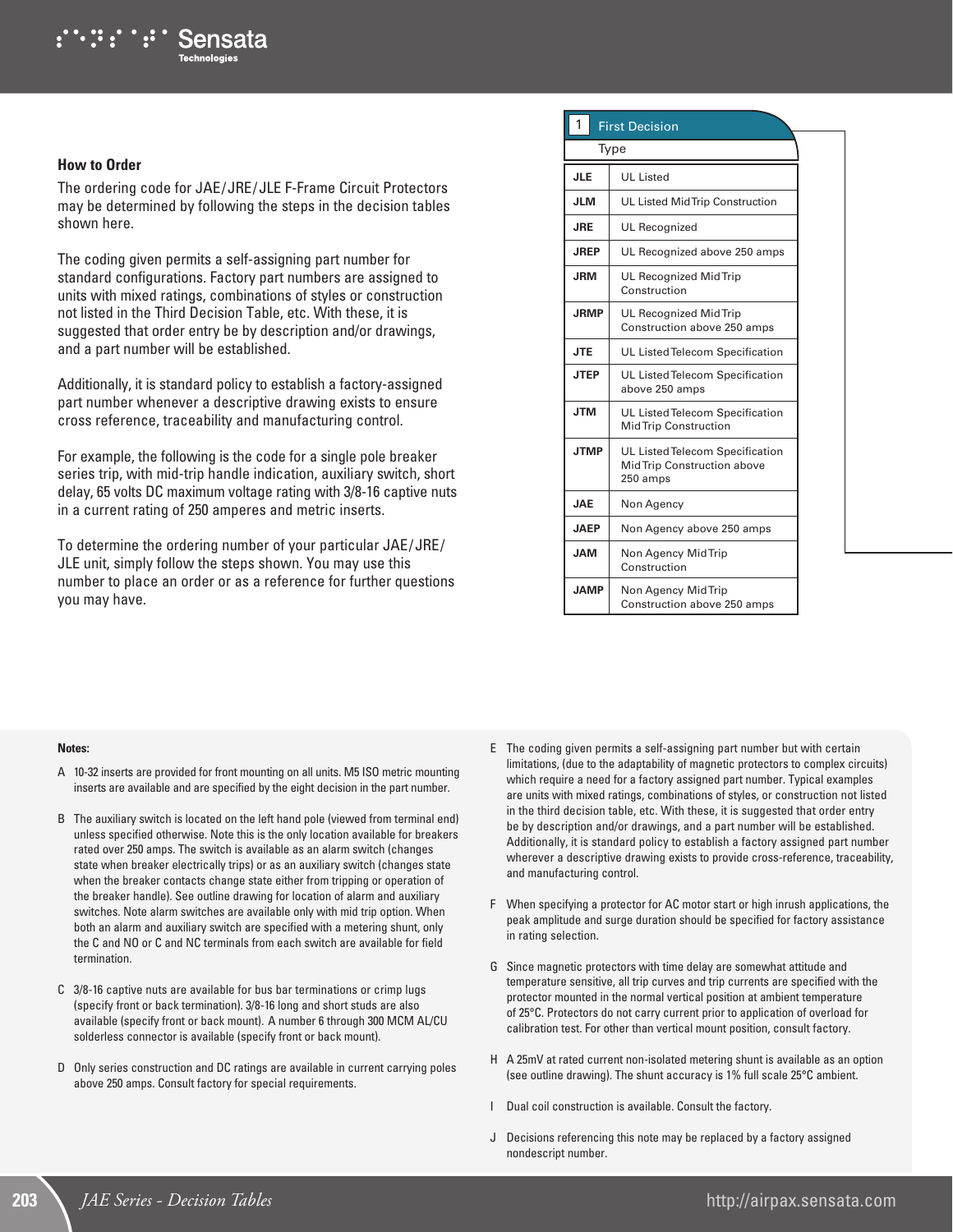## How to Order

The ordering code for JAE/JRE/JLE F-Frame Circuit Protectors may be determined by following the steps in the decision tables shown here.

The coding given permits a self-assigning part number for standard configurations. Factory part numbers are assigned to units with mixed ratings, combinations of styles or construction not listed in the Third Decision Table, etc. With these, it is suggested that order entry be by description and/or drawings, and a part number will be established.

Additionally, it is standard policy to establish a factory-assigned part number whenever a descriptive drawing exists to ensure cross reference, traceability and manufacturing control.

For example, the following is the code for a single pole breaker series trip, with mid-trip handle indication, auxiliary switch, short delay, 65 volts DC maximum voltage rating with 3/8-16 captive nuts in a current rating of 250 amperes and metric inserts.

To determine the ordering number of your particular JAE/JRE/JLE unit, simply follow the steps shown. You may use this number to place an order or as a reference for further questions you may have.

**1 First Decision**

Type

| Code | Description |
|---|---|
| JLE | UL Listed |
| JLM | UL Listed MidTrip Construction |
| JRE | UL Recognized |
| JREP | UL Recognized above 250 amps |
| JRM | UL Recognized MidTrip Construction |
| JRMP | UL Recognized MidTrip Construction above 250 amps |
| JTE | UL Listed Telecom Specification |
| JTEP | UL Listed Telecom Specification above 250 amps |
| JTM | UL Listed Telecom Specification MidTrip Construction |
| JTMP | UL Listed Telecom Specification MidTrip Construction above 250 amps |
| JAE | Non Agency |
| JAEP | Non Agency above 250 amps |
| JAM | Non Agency MidTrip Construction |
| JAMP | Non Agency MidTrip Construction above 250 amps |

**Notes:**

A 10-32 inserts are provided for front mounting on all units. M5 ISO metric mounting inserts are available and are specified by the eight decision in the part number.

B The auxiliary switch is located on the left hand pole (viewed from terminal end) unless specified otherwise. Note this is the only location available for breakers rated over 250 amps. The switch is available as an alarm switch (changes state when breaker electrically trips) or as an auxiliary switch (changes state when the breaker contacts change state either from tripping or operation of the breaker handle). See outline drawing for location of alarm and auxiliary switches. Note alarm switches are available only with mid trip option. When both an alarm and auxiliary switch are specified with a metering shunt, only the C and NO or C and NC terminals from each switch are available for field termination.

C 3/8-16 captive nuts are available for bus bar terminations or crimp lugs (specify front or back termination). 3/8-16 long and short studs are also available (specify front or back mount). A number 6 through 300 MCM AL/CU solderless connector is available (specify front or back mount).

D Only series construction and DC ratings are available in current carrying poles above 250 amps. Consult factory for special requirements.

E The coding given permits a self-assigning part number but with certain limitations, (due to the adaptability of magnetic protectors to complex circuits) which require a need for a factory assigned part number. Typical examples are units with mixed ratings, combinations of styles, or construction not listed in the third decision table, etc. With these, it is suggested that order entry be by description and/or drawings, and a part number will be established. Additionally, it is standard policy to establish a factory assigned part number wherever a descriptive drawing exists to provide cross-reference, traceability, and manufacturing control.

F When specifying a protector for AC motor start or high inrush applications, the peak amplitude and surge duration should be specified for factory assistance in rating selection.

G Since magnetic protectors with time delay are somewhat attitude and temperature sensitive, all trip curves and trip currents are specified with the protector mounted in the normal vertical position at ambient temperature of 25°C. Protectors do not carry current prior to application of overload for calibration test. For other than vertical mount position, consult factory.

H A 25mV at rated current non-isolated metering shunt is available as an option (see outline drawing). The shunt accuracy is 1% full scale 25°C ambient.

I Dual coil construction is available. Consult the factory.

J Decisions referencing this note may be replaced by a factory assigned nondescript number.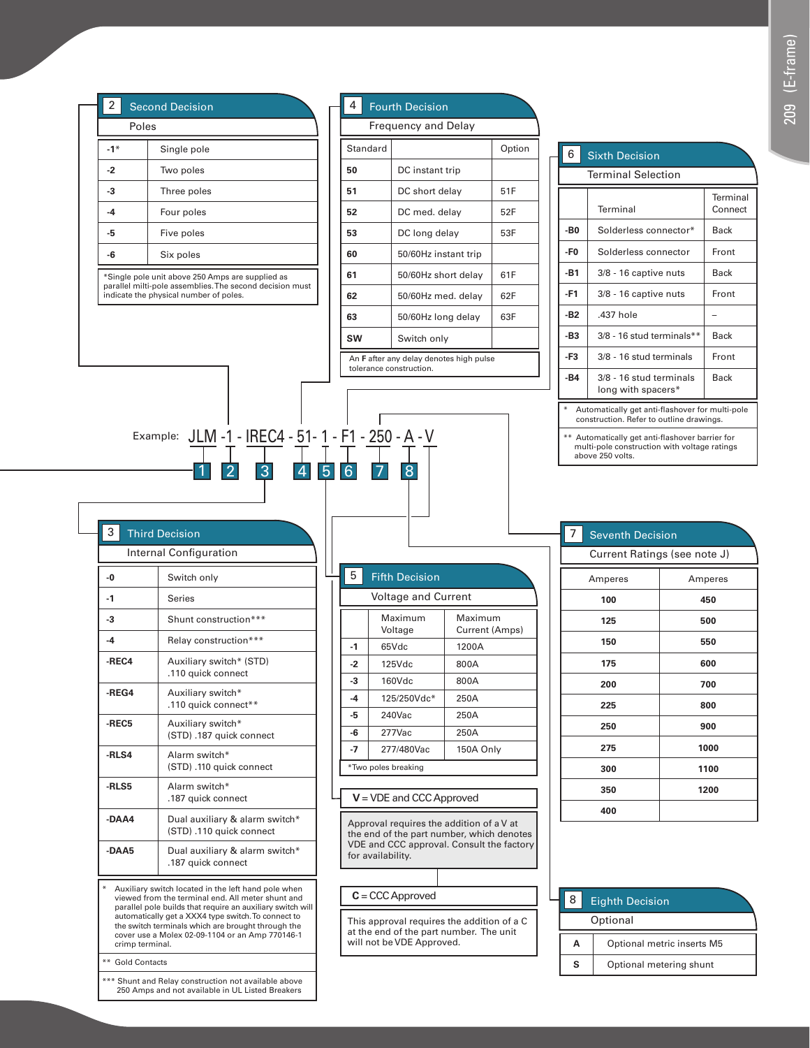Example: JLM -1 - IREC4 - 51- 1 - F1 - 250 - A - V

1 2 3 4 5 6 7 8

## 2 Second Decision

### Poles

| | |
|---|---|
| **-1*** | Single pole |
| **-2** | Two poles |
| **-3** | Three poles |
| **-4** | Four poles |
| **-5** | Five poles |
| **-6** | Six poles |

*Single pole unit above 250 Amps are supplied as parallel milti-pole assemblies. The second decision must indicate the physical number of poles.

## 3 Third Decision

### Internal Configuration

| | |
|---|---|
| **-0** | Switch only |
| **-1** | Series |
| **-3** | Shunt construction*** |
| **-4** | Relay construction*** |
| **-REC4** | Auxiliary switch* (STD) .110 quick connect |
| **-REG4** | Auxiliary switch* .110 quick connect** |
| **-REC5** | Auxiliary switch* (STD) .187 quick connect |
| **-RLS4** | Alarm switch* (STD) .110 quick connect |
| **-RLS5** | Alarm switch* .187 quick connect |
| **-DAA4** | Dual auxiliary & alarm switch* (STD) .110 quick connect |
| **-DAA5** | Dual auxiliary & alarm switch* .187 quick connect |

* Auxiliary switch located in the left hand pole when viewed from the terminal end. All meter shunt and parallel pole builds that require an auxiliary switch will automatically get a XXX4 type switch. To connect to the switch terminals which are brought through the cover use a Molex 02-09-1104 or an Amp 770146-1 crimp terminal.

** Gold Contacts

*** Shunt and Relay construction not available above 250 Amps and not available in UL Listed Breakers

## 4 Fourth Decision

### Frequency and Delay

| Standard | | Option |
|---|---|---|
| **50** | DC instant trip | |
| **51** | DC short delay | 51F |
| **52** | DC med. delay | 52F |
| **53** | DC long delay | 53F |
| **60** | 50/60Hz instant trip | |
| **61** | 50/60Hz short delay | 61F |
| **62** | 50/60Hz med. delay | 62F |
| **63** | 50/60Hz long delay | 63F |
| **SW** | Switch only | |

An **F** after any delay denotes high pulse tolerance construction.

## 5 Fifth Decision

### Voltage and Current

| | Maximum Voltage | Maximum Current (Amps) |
|---|---|---|
| **-1** | 65Vdc | 1200A |
| **-2** | 125Vdc | 800A |
| **-3** | 160Vdc | 800A |
| **-4** | 125/250Vdc* | 250A |
| **-5** | 240Vac | 250A |
| **-6** | 277Vac | 250A |
| **-7** | 277/480Vac | 150A Only |

*Two poles breaking

**V** = VDE and CCC Approved

Approval requires the addition of a V at the end of the part number, which denotes VDE and CCC approval. Consult the factory for availability.

**C** = CCC Approved

This approval requires the addition of a C at the end of the part number. The unit will not be VDE Approved.

## 6 Sixth Decision

### Terminal Selection

| | Terminal | Terminal Connect |
|---|---|---|
| **-B0** | Solderless connector* | Back |
| **-F0** | Solderless connector | Front |
| **-B1** | 3/8 - 16 captive nuts | Back |
| **-F1** | 3/8 - 16 captive nuts | Front |
| **-B2** | .437 hole | – |
| **-B3** | 3/8 - 16 stud terminals** | Back |
| **-F3** | 3/8 - 16 stud terminals | Front |
| **-B4** | 3/8 - 16 stud terminals long with spacers* | Back |

* Automatically get anti-flashover for multi-pole construction. Refer to outline drawings.

** Automatically get anti-flashover barrier for multi-pole construction with voltage ratings above 250 volts.

## 7 Seventh Decision

### Current Ratings (see note J)

| Amperes | Amperes |
|---|---|
| **100** | **450** |
| **125** | **500** |
| **150** | **550** |
| **175** | **600** |
| **200** | **700** |
| **225** | **800** |
| **250** | **900** |
| **275** | **1000** |
| **300** | **1100** |
| **350** | **1200** |
| **400** | |

## 8 Eighth Decision

### Optional

| | |
|---|---|
| **A** | Optional metric inserts M5 |
| **S** | Optional metering shunt |